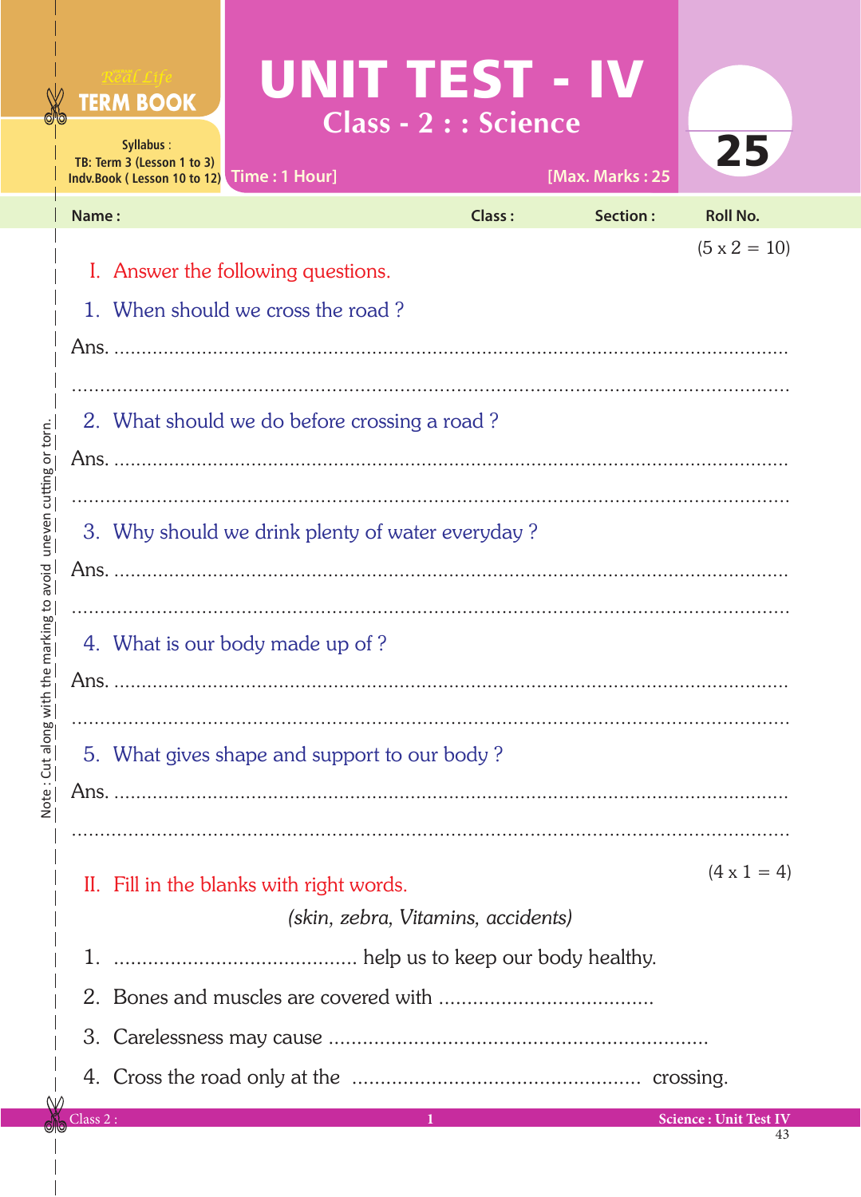Real Life **TERM BOOK**

Syllabus :
TB: Term 3 (Lesson 1 to 3)
Indv.Book ( Lesson 10 to 12)

# UNIT TEST - IV

## Class - 2 : : Science

Time : 1 Hour] [Max. Marks : 25

25

**Name :** **Class :** **Section :** **Roll No.**

Note : Cut along with the marking to avoid uneven cutting or torn.

(5 x 2 = 10)

### I. Answer the following questions.

1. When should we cross the road ?

Ans. ..................................................................................................................

..........................................................................................................................

2. What should we do before crossing a road ?

Ans. ..................................................................................................................

..........................................................................................................................

3. Why should we drink plenty of water everyday ?

Ans. ..................................................................................................................

..........................................................................................................................

4. What is our body made up of ?

Ans. ..................................................................................................................

..........................................................................................................................

5. What gives shape and support to our body ?

Ans. ..................................................................................................................

..........................................................................................................................

(4 x 1 = 4)

### II. Fill in the blanks with right words.

*(skin, zebra, Vitamins, accidents)*

1. .......................................... help us to keep our body healthy.
2. Bones and muscles are covered with .....................................
3. Carelessness may cause .................................................................
4. Cross the road only at the .................................................. crossing.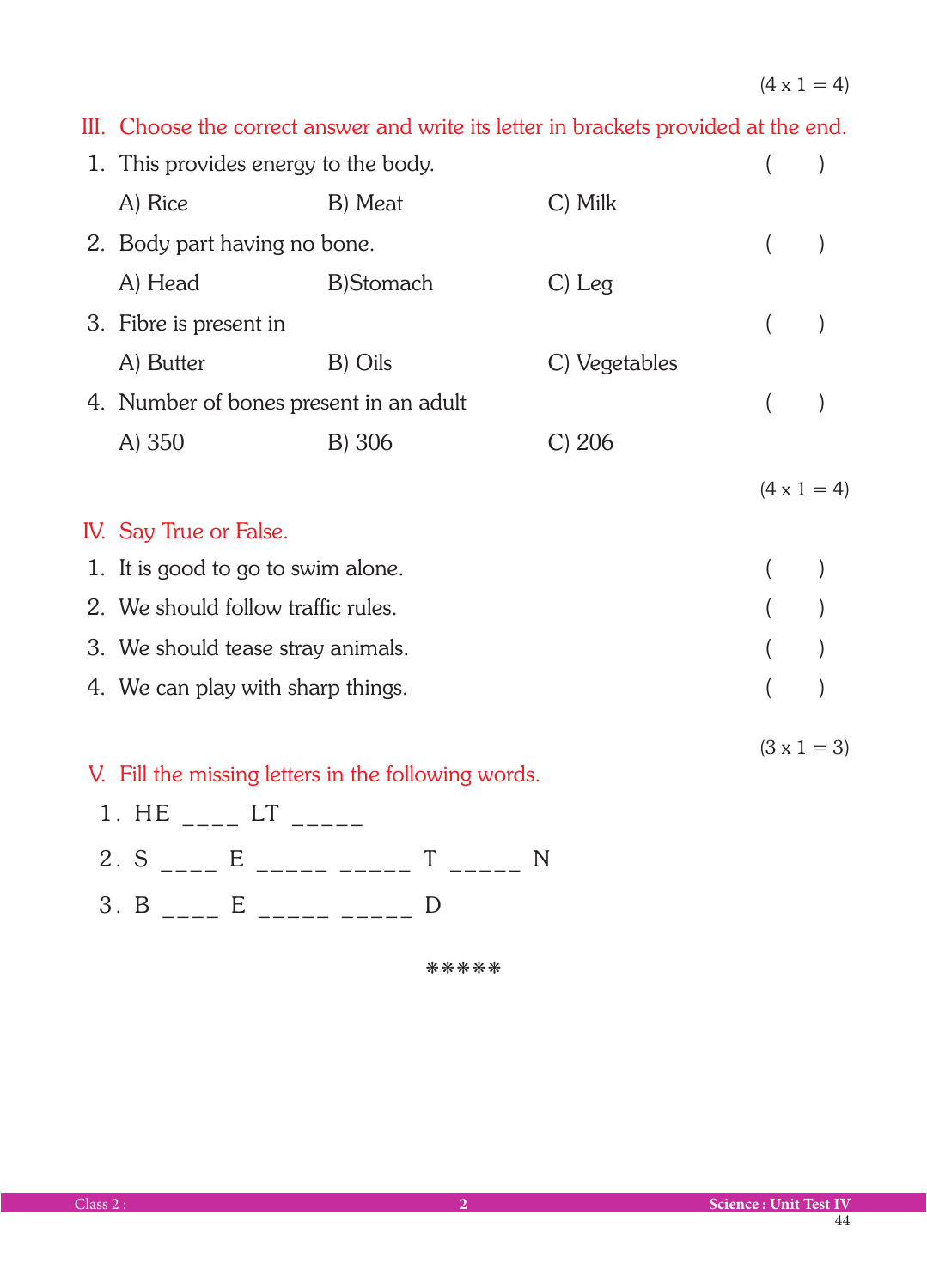(4 x 1 = 4)

## III. Choose the correct answer and write its letter in brackets provided at the end.

1. This provides energy to the body. ( )

   A) Rice B) Meat C) Milk

2. Body part having no bone. ( )

   A) Head B)Stomach C) Leg

3. Fibre is present in ( )

   A) Butter B) Oils C) Vegetables

4. Number of bones present in an adult ( )

   A) 350 B) 306 C) 206

(4 x 1 = 4)

## IV. Say True or False.

1. It is good to go to swim alone. ( )
2. We should follow traffic rules. ( )
3. We should tease stray animals. ( )
4. We can play with sharp things. ( )

(3 x 1 = 3)

## V. Fill the missing letters in the following words.

1. HE ____ LT _____
2. S ____ E _____ _____ T _____ N
3. B ____ E _____ _____ D

*****